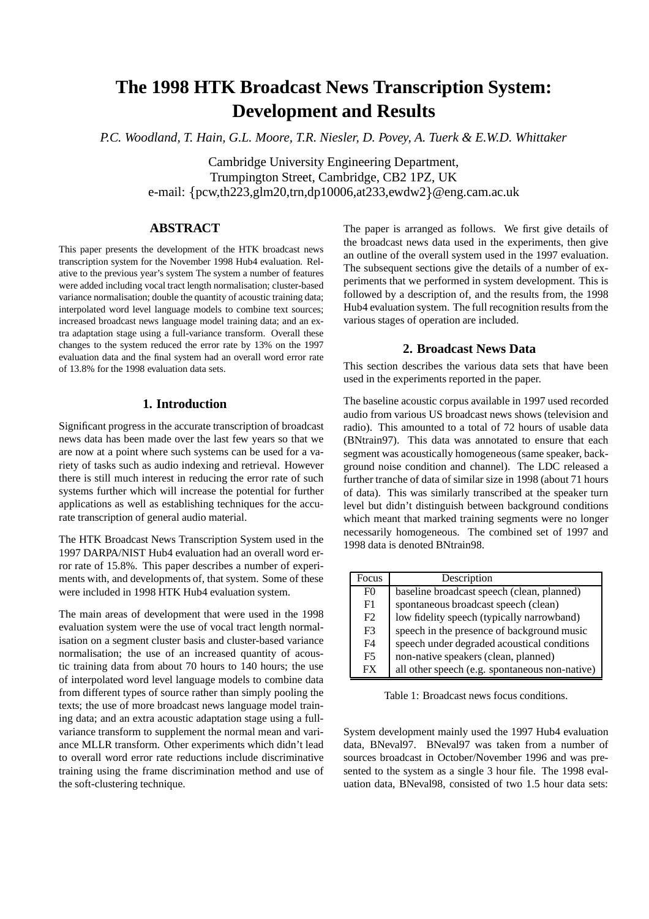# The 1998 HTK Broadcast News Transcription System: Development and Results

*P.C. Woodland, T. Hain, G.L. Moore, T.R. Niesler, D. Povey, A. Tuerk & E.W.D. Whittaker*

Cambridge University Engineering Department,
Trumpington Street, Cambridge, CB2 1PZ, UK
e-mail: {pcw,th223,glm20,trn,dp10006,at233,ewdw2}@eng.cam.ac.uk

## ABSTRACT

This paper presents the development of the HTK broadcast news transcription system for the November 1998 Hub4 evaluation. Relative to the previous year's system The system a number of features were added including vocal tract length normalisation; cluster-based variance normalisation; double the quantity of acoustic training data; interpolated word level language models to combine text sources; increased broadcast news language model training data; and an extra adaptation stage using a full-variance transform. Overall these changes to the system reduced the error rate by 13% on the 1997 evaluation data and the final system had an overall word error rate of 13.8% for the 1998 evaluation data sets.

## 1. Introduction

Significant progress in the accurate transcription of broadcast news data has been made over the last few years so that we are now at a point where such systems can be used for a variety of tasks such as audio indexing and retrieval. However there is still much interest in reducing the error rate of such systems further which will increase the potential for further applications as well as establishing techniques for the accurate transcription of general audio material.

The HTK Broadcast News Transcription System used in the 1997 DARPA/NIST Hub4 evaluation had an overall word error rate of 15.8%. This paper describes a number of experiments with, and developments of, that system. Some of these were included in 1998 HTK Hub4 evaluation system.

The main areas of development that were used in the 1998 evaluation system were the use of vocal tract length normalisation on a segment cluster basis and cluster-based variance normalisation; the use of an increased quantity of acoustic training data from about 70 hours to 140 hours; the use of interpolated word level language models to combine data from different types of source rather than simply pooling the texts; the use of more broadcast news language model training data; and an extra acoustic adaptation stage using a full-variance transform to supplement the normal mean and variance MLLR transform. Other experiments which didn't lead to overall word error rate reductions include discriminative training using the frame discrimination method and use of the soft-clustering technique.

The paper is arranged as follows. We first give details of the broadcast news data used in the experiments, then give an outline of the overall system used in the 1997 evaluation. The subsequent sections give the details of a number of experiments that we performed in system development. This is followed by a description of, and the results from, the 1998 Hub4 evaluation system. The full recognition results from the various stages of operation are included.

## 2. Broadcast News Data

This section describes the various data sets that have been used in the experiments reported in the paper.

The baseline acoustic corpus available in 1997 used recorded audio from various US broadcast news shows (television and radio). This amounted to a total of 72 hours of usable data (BNtrain97). This data was annotated to ensure that each segment was acoustically homogeneous (same speaker, background noise condition and channel). The LDC released a further tranche of data of similar size in 1998 (about 71 hours of data). This was similarly transcribed at the speaker turn level but didn't distinguish between background conditions which meant that marked training segments were no longer necessarily homogeneous. The combined set of 1997 and 1998 data is denoted BNtrain98.

| Focus | Description |
|---|---|
| F0 | baseline broadcast speech (clean, planned) |
| F1 | spontaneous broadcast speech (clean) |
| F2 | low fidelity speech (typically narrowband) |
| F3 | speech in the presence of background music |
| F4 | speech under degraded acoustical conditions |
| F5 | non-native speakers (clean, planned) |
| FX | all other speech (e.g. spontaneous non-native) |

Table 1: Broadcast news focus conditions.

System development mainly used the 1997 Hub4 evaluation data, BNeval97. BNeval97 was taken from a number of sources broadcast in October/November 1996 and was presented to the system as a single 3 hour file. The 1998 evaluation data, BNeval98, consisted of two 1.5 hour data sets: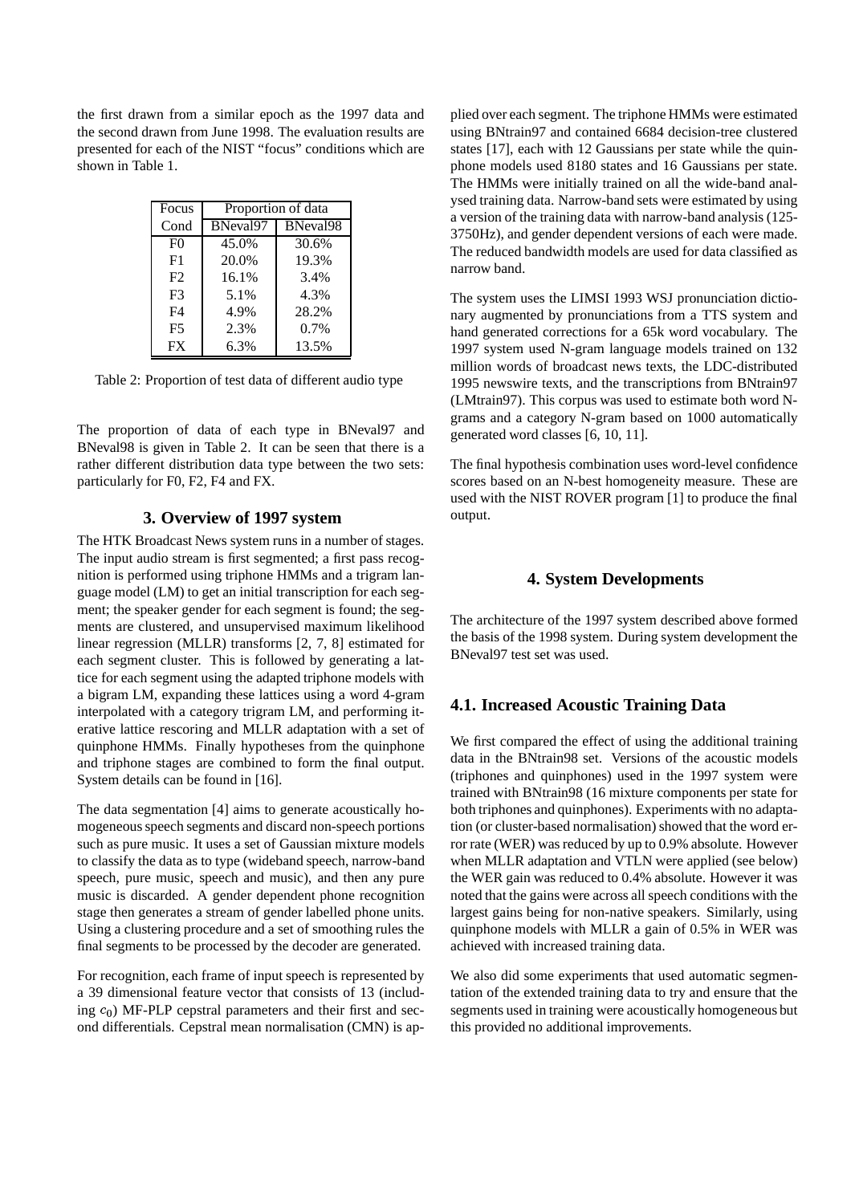the first drawn from a similar epoch as the 1997 data and the second drawn from June 1998. The evaluation results are presented for each of the NIST "focus" conditions which are shown in Table 1.

| Focus | Proportion of data | |
|---|---|---|
| Cond | BNeval97 | BNeval98 |
| F0 | 45.0% | 30.6% |
| F1 | 20.0% | 19.3% |
| F2 | 16.1% | 3.4% |
| F3 | 5.1% | 4.3% |
| F4 | 4.9% | 28.2% |
| F5 | 2.3% | 0.7% |
| FX | 6.3% | 13.5% |

Table 2: Proportion of test data of different audio type

The proportion of data of each type in BNeval97 and BNeval98 is given in Table 2. It can be seen that there is a rather different distribution data type between the two sets: particularly for F0, F2, F4 and FX.

## 3. Overview of 1997 system

The HTK Broadcast News system runs in a number of stages. The input audio stream is first segmented; a first pass recognition is performed using triphone HMMs and a trigram language model (LM) to get an initial transcription for each segment; the speaker gender for each segment is found; the segments are clustered, and unsupervised maximum likelihood linear regression (MLLR) transforms [2, 7, 8] estimated for each segment cluster. This is followed by generating a lattice for each segment using the adapted triphone models with a bigram LM, expanding these lattices using a word 4-gram interpolated with a category trigram LM, and performing iterative lattice rescoring and MLLR adaptation with a set of quinphone HMMs. Finally hypotheses from the quinphone and triphone stages are combined to form the final output. System details can be found in [16].

The data segmentation [4] aims to generate acoustically homogeneous speech segments and discard non-speech portions such as pure music. It uses a set of Gaussian mixture models to classify the data as to type (wideband speech, narrow-band speech, pure music, speech and music), and then any pure music is discarded. A gender dependent phone recognition stage then generates a stream of gender labelled phone units. Using a clustering procedure and a set of smoothing rules the final segments to be processed by the decoder are generated.

For recognition, each frame of input speech is represented by a 39 dimensional feature vector that consists of 13 (including $c_0$) MF-PLP cepstral parameters and their first and second differentials. Cepstral mean normalisation (CMN) is applied over each segment. The triphone HMMs were estimated using BNtrain97 and contained 6684 decision-tree clustered states [17], each with 12 Gaussians per state while the quinphone models used 8180 states and 16 Gaussians per state. The HMMs were initially trained on all the wide-band analysed training data. Narrow-band sets were estimated by using a version of the training data with narrow-band analysis (125-3750Hz), and gender dependent versions of each were made. The reduced bandwidth models are used for data classified as narrow band.

The system uses the LIMSI 1993 WSJ pronunciation dictionary augmented by pronunciations from a TTS system and hand generated corrections for a 65k word vocabulary. The 1997 system used N-gram language models trained on 132 million words of broadcast news texts, the LDC-distributed 1995 newswire texts, and the transcriptions from BNtrain97 (LMtrain97). This corpus was used to estimate both word N-grams and a category N-gram based on 1000 automatically generated word classes [6, 10, 11].

The final hypothesis combination uses word-level confidence scores based on an N-best homogeneity measure. These are used with the NIST ROVER program [1] to produce the final output.

## 4. System Developments

The architecture of the 1997 system described above formed the basis of the 1998 system. During system development the BNeval97 test set was used.

### 4.1. Increased Acoustic Training Data

We first compared the effect of using the additional training data in the BNtrain98 set. Versions of the acoustic models (triphones and quinphones) used in the 1997 system were trained with BNtrain98 (16 mixture components per state for both triphones and quinphones). Experiments with no adaptation (or cluster-based normalisation) showed that the word error rate (WER) was reduced by up to 0.9% absolute. However when MLLR adaptation and VTLN were applied (see below) the WER gain was reduced to 0.4% absolute. However it was noted that the gains were across all speech conditions with the largest gains being for non-native speakers. Similarly, using quinphone models with MLLR a gain of 0.5% in WER was achieved with increased training data.

We also did some experiments that used automatic segmentation of the extended training data to try and ensure that the segments used in training were acoustically homogeneous but this provided no additional improvements.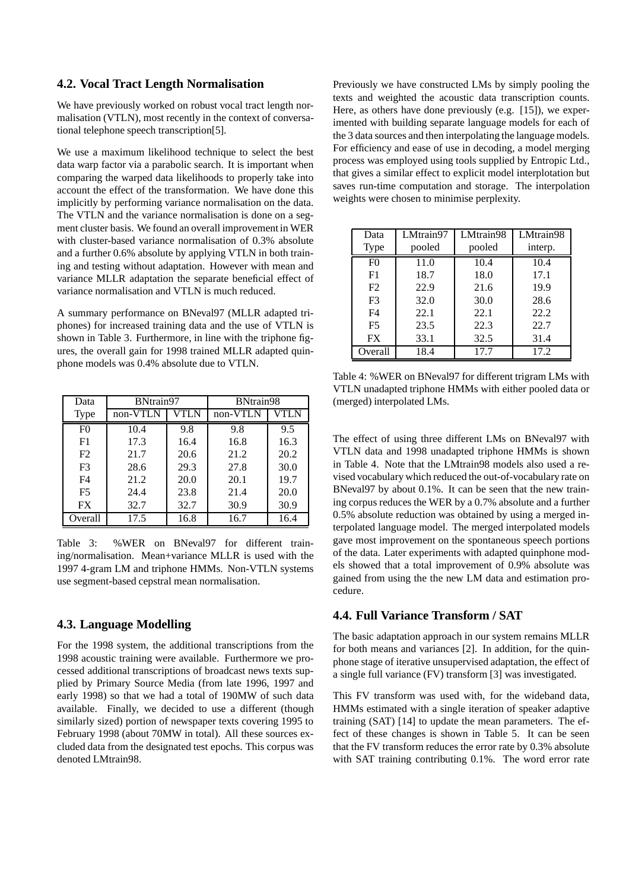### 4.2. Vocal Tract Length Normalisation

We have previously worked on robust vocal tract length normalisation (VTLN), most recently in the context of conversational telephone speech transcription[5].

We use a maximum likelihood technique to select the best data warp factor via a parabolic search. It is important when comparing the warped data likelihoods to properly take into account the effect of the transformation. We have done this implicitly by performing variance normalisation on the data. The VTLN and the variance normalisation is done on a segment cluster basis. We found an overall improvement in WER with cluster-based variance normalisation of 0.3% absolute and a further 0.6% absolute by applying VTLN in both training and testing without adaptation. However with mean and variance MLLR adaptation the separate beneficial effect of variance normalisation and VTLN is much reduced.

A summary performance on BNeval97 (MLLR adapted triphones) for increased training data and the use of VTLN is shown in Table 3. Furthermore, in line with the triphone figures, the overall gain for 1998 trained MLLR adapted quinphone models was 0.4% absolute due to VTLN.

| Data Type | BNtrain97 | | BNtrain98 | |
|---|---|---|---|---|
| | non-VTLN | VTLN | non-VTLN | VTLN |
| F0 | 10.4 | 9.8 | 9.8 | 9.5 |
| F1 | 17.3 | 16.4 | 16.8 | 16.3 |
| F2 | 21.7 | 20.6 | 21.2 | 20.2 |
| F3 | 28.6 | 29.3 | 27.8 | 30.0 |
| F4 | 21.2 | 20.0 | 20.1 | 19.7 |
| F5 | 24.4 | 23.8 | 21.4 | 20.0 |
| FX | 32.7 | 32.7 | 30.9 | 30.9 |
| Overall | 17.5 | 16.8 | 16.7 | 16.4 |

Table 3: %WER on BNeval97 for different training/normalisation. Mean+variance MLLR is used with the 1997 4-gram LM and triphone HMMs. Non-VTLN systems use segment-based cepstral mean normalisation.

### 4.3. Language Modelling

For the 1998 system, the additional transcriptions from the 1998 acoustic training were available. Furthermore we processed additional transcriptions of broadcast news texts supplied by Primary Source Media (from late 1996, 1997 and early 1998) so that we had a total of 190MW of such data available. Finally, we decided to use a different (though similarly sized) portion of newspaper texts covering 1995 to February 1998 (about 70MW in total). All these sources excluded data from the designated test epochs. This corpus was denoted LMtrain98.

Previously we have constructed LMs by simply pooling the texts and weighted the acoustic data transcription counts. Here, as others have done previously (e.g. [15]), we experimented with building separate language models for each of the 3 data sources and then interpolating the language models. For efficiency and ease of use in decoding, a model merging process was employed using tools supplied by Entropic Ltd., that gives a similar effect to explicit model interplotation but saves run-time computation and storage. The interpolation weights were chosen to minimise perplexity.

| Data Type | LMtrain97 pooled | LMtrain98 pooled | LMtrain98 interp. |
|---|---|---|---|
| F0 | 11.0 | 10.4 | 10.4 |
| F1 | 18.7 | 18.0 | 17.1 |
| F2 | 22.9 | 21.6 | 19.9 |
| F3 | 32.0 | 30.0 | 28.6 |
| F4 | 22.1 | 22.1 | 22.2 |
| F5 | 23.5 | 22.3 | 22.7 |
| FX | 33.1 | 32.5 | 31.4 |
| Overall | 18.4 | 17.7 | 17.2 |

Table 4: %WER on BNeval97 for different trigram LMs with VTLN unadapted triphone HMMs with either pooled data or (merged) interpolated LMs.

The effect of using three different LMs on BNeval97 with VTLN data and 1998 unadapted triphone HMMs is shown in Table 4. Note that the LMtrain98 models also used a revised vocabulary which reduced the out-of-vocabulary rate on BNeval97 by about 0.1%. It can be seen that the new training corpus reduces the WER by a 0.7% absolute and a further 0.5% absolute reduction was obtained by using a merged interpolated language model. The merged interpolated models gave most improvement on the spontaneous speech portions of the data. Later experiments with adapted quinphone models showed that a total improvement of 0.9% absolute was gained from using the the new LM data and estimation procedure.

### 4.4. Full Variance Transform / SAT

The basic adaptation approach in our system remains MLLR for both means and variances [2]. In addition, for the quinphone stage of iterative unsupervised adaptation, the effect of a single full variance (FV) transform [3] was investigated.

This FV transform was used with, for the wideband data, HMMs estimated with a single iteration of speaker adaptive training (SAT) [14] to update the mean parameters. The effect of these changes is shown in Table 5. It can be seen that the FV transform reduces the error rate by 0.3% absolute with SAT training contributing 0.1%. The word error rate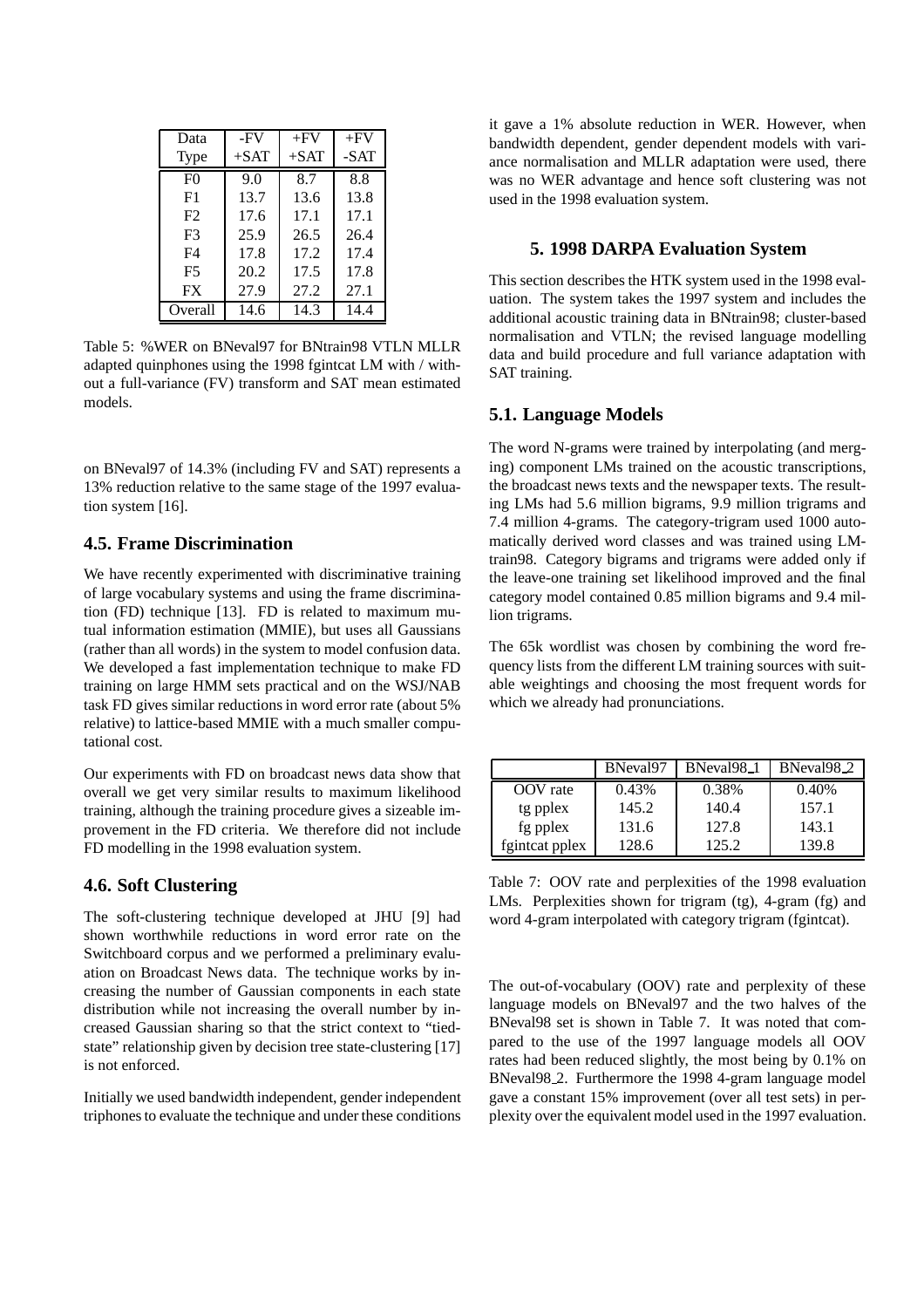| Data Type | -FV +SAT | +FV +SAT | +FV -SAT |
|---|---|---|---|
| F0 | 9.0 | 8.7 | 8.8 |
| F1 | 13.7 | 13.6 | 13.8 |
| F2 | 17.6 | 17.1 | 17.1 |
| F3 | 25.9 | 26.5 | 26.4 |
| F4 | 17.8 | 17.2 | 17.4 |
| F5 | 20.2 | 17.5 | 17.8 |
| FX | 27.9 | 27.2 | 27.1 |
| Overall | 14.6 | 14.3 | 14.4 |

Table 5: %WER on BNeval97 for BNtrain98 VTLN MLLR adapted quinphones using the 1998 fgintcat LM with / without a full-variance (FV) transform and SAT mean estimated models.

on BNeval97 of 14.3% (including FV and SAT) represents a 13% reduction relative to the same stage of the 1997 evaluation system [16].

## 4.5. Frame Discrimination

We have recently experimented with discriminative training of large vocabulary systems and using the frame discrimination (FD) technique [13]. FD is related to maximum mutual information estimation (MMIE), but uses all Gaussians (rather than all words) in the system to model confusion data. We developed a fast implementation technique to make FD training on large HMM sets practical and on the WSJ/NAB task FD gives similar reductions in word error rate (about 5% relative) to lattice-based MMIE with a much smaller computational cost.

Our experiments with FD on broadcast news data show that overall we get very similar results to maximum likelihood training, although the training procedure gives a sizeable improvement in the FD criteria. We therefore did not include FD modelling in the 1998 evaluation system.

## 4.6. Soft Clustering

The soft-clustering technique developed at JHU [9] had shown worthwhile reductions in word error rate on the Switchboard corpus and we performed a preliminary evaluation on Broadcast News data. The technique works by increasing the number of Gaussian components in each state distribution while not increasing the overall number by increased Gaussian sharing so that the strict context to "tied-state" relationship given by decision tree state-clustering [17] is not enforced.

Initially we used bandwidth independent, gender independent triphones to evaluate the technique and under these conditions it gave a 1% absolute reduction in WER. However, when bandwidth dependent, gender dependent models with variance normalisation and MLLR adaptation were used, there was no WER advantage and hence soft clustering was not used in the 1998 evaluation system.

# 5. 1998 DARPA Evaluation System

This section describes the HTK system used in the 1998 evaluation. The system takes the 1997 system and includes the additional acoustic training data in BNtrain98; cluster-based normalisation and VTLN; the revised language modelling data and build procedure and full variance adaptation with SAT training.

## 5.1. Language Models

The word N-grams were trained by interpolating (and merging) component LMs trained on the acoustic transcriptions, the broadcast news texts and the newspaper texts. The resulting LMs had 5.6 million bigrams, 9.9 million trigrams and 7.4 million 4-grams. The category-trigram used 1000 automatically derived word classes and was trained using LMtrain98. Category bigrams and trigrams were added only if the leave-one training set likelihood improved and the final category model contained 0.85 million bigrams and 9.4 million trigrams.

The 65k wordlist was chosen by combining the word frequency lists from the different LM training sources with suitable weightings and choosing the most frequent words for which we already had pronunciations.

| | BNeval97 | BNeval98_1 | BNeval98_2 |
|---|---|---|---|
| OOV rate | 0.43% | 0.38% | 0.40% |
| tg pplex | 145.2 | 140.4 | 157.1 |
| fg pplex | 131.6 | 127.8 | 143.1 |
| fgintcat pplex | 128.6 | 125.2 | 139.8 |

Table 7: OOV rate and perplexities of the 1998 evaluation LMs. Perplexities shown for trigram (tg), 4-gram (fg) and word 4-gram interpolated with category trigram (fgintcat).

The out-of-vocabulary (OOV) rate and perplexity of these language models on BNeval97 and the two halves of the BNeval98 set is shown in Table 7. It was noted that compared to the use of the 1997 language models all OOV rates had been reduced slightly, the most being by 0.1% on BNeval98_2. Furthermore the 1998 4-gram language model gave a constant 15% improvement (over all test sets) in perplexity over the equivalent model used in the 1997 evaluation.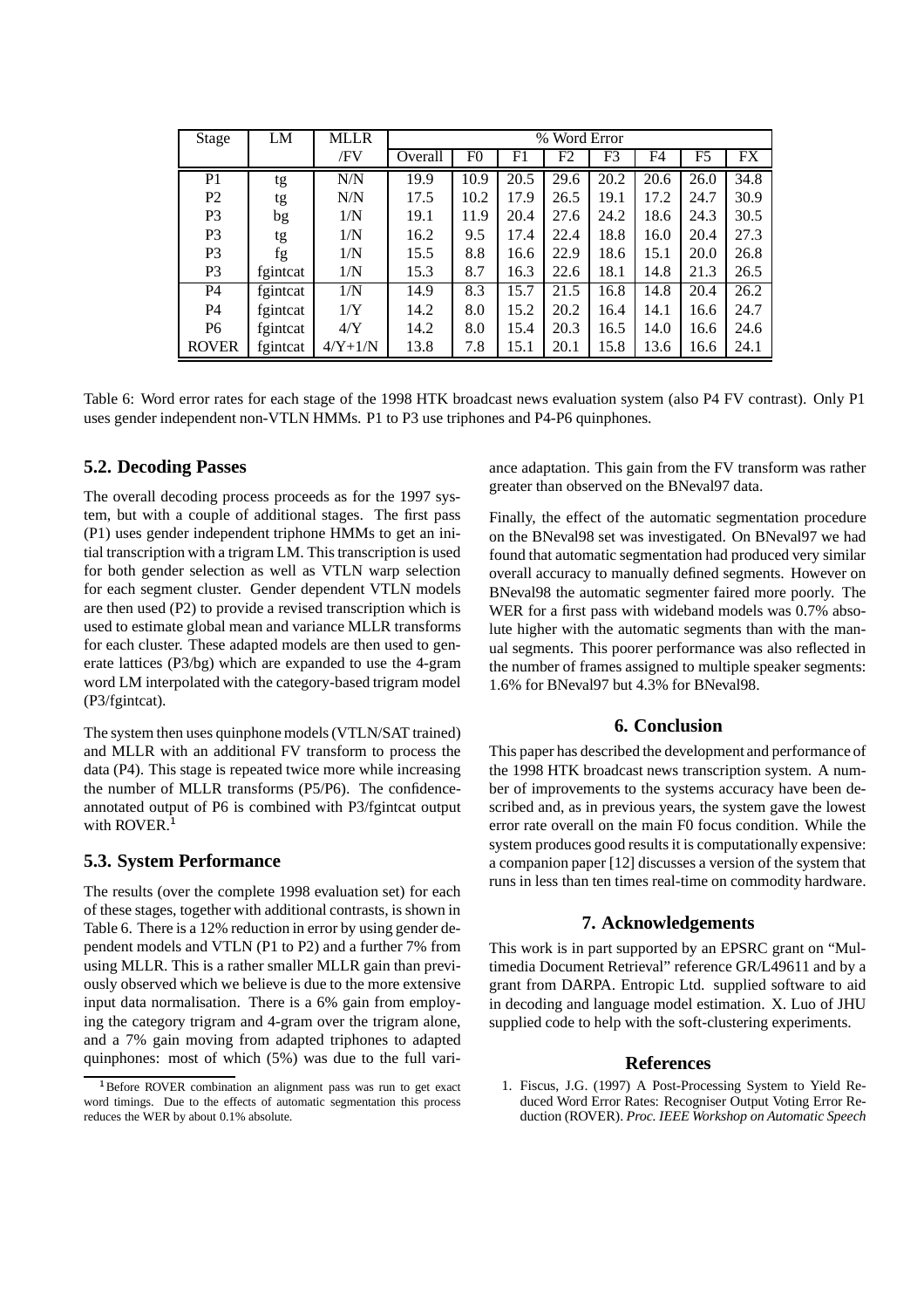| Stage | LM | MLLR | % Word Error | | | | | | | |
|---|---|---|---|---|---|---|---|---|---|---|
| | | /FV | Overall | F0 | F1 | F2 | F3 | F4 | F5 | FX |
| P1 | tg | N/N | 19.9 | 10.9 | 20.5 | 29.6 | 20.2 | 20.6 | 26.0 | 34.8 |
| P2 | tg | N/N | 17.5 | 10.2 | 17.9 | 26.5 | 19.1 | 17.2 | 24.7 | 30.9 |
| P3 | bg | 1/N | 19.1 | 11.9 | 20.4 | 27.6 | 24.2 | 18.6 | 24.3 | 30.5 |
| P3 | tg | 1/N | 16.2 | 9.5 | 17.4 | 22.4 | 18.8 | 16.0 | 20.4 | 27.3 |
| P3 | fg | 1/N | 15.5 | 8.8 | 16.6 | 22.9 | 18.6 | 15.1 | 20.0 | 26.8 |
| P3 | fgintcat | 1/N | 15.3 | 8.7 | 16.3 | 22.6 | 18.1 | 14.8 | 21.3 | 26.5 |
| P4 | fgintcat | 1/N | 14.9 | 8.3 | 15.7 | 21.5 | 16.8 | 14.8 | 20.4 | 26.2 |
| P4 | fgintcat | 1/Y | 14.2 | 8.0 | 15.2 | 20.2 | 16.4 | 14.1 | 16.6 | 24.7 |
| P6 | fgintcat | 4/Y | 14.2 | 8.0 | 15.4 | 20.3 | 16.5 | 14.0 | 16.6 | 24.6 |
| ROVER | fgintcat | 4/Y+1/N | 13.8 | 7.8 | 15.1 | 20.1 | 15.8 | 13.6 | 16.6 | 24.1 |

Table 6: Word error rates for each stage of the 1998 HTK broadcast news evaluation system (also P4 FV contrast). Only P1 uses gender independent non-VTLN HMMs. P1 to P3 use triphones and P4-P6 quinphones.

## 5.2. Decoding Passes

The overall decoding process proceeds as for the 1997 system, but with a couple of additional stages. The first pass (P1) uses gender independent triphone HMMs to get an initial transcription with a trigram LM. This transcription is used for both gender selection as well as VTLN warp selection for each segment cluster. Gender dependent VTLN models are then used (P2) to provide a revised transcription which is used to estimate global mean and variance MLLR transforms for each cluster. These adapted models are then used to generate lattices (P3/bg) which are expanded to use the 4-gram word LM interpolated with the category-based trigram model (P3/fgintcat).

The system then uses quinphone models (VTLN/SAT trained) and MLLR with an additional FV transform to process the data (P4). This stage is repeated twice more while increasing the number of MLLR transforms (P5/P6). The confidence-annotated output of P6 is combined with P3/fgintcat output with ROVER.[1]

## 5.3. System Performance

The results (over the complete 1998 evaluation set) for each of these stages, together with additional contrasts, is shown in Table 6. There is a 12% reduction in error by using gender dependent models and VTLN (P1 to P2) and a further 7% from using MLLR. This is a rather smaller MLLR gain than previously observed which we believe is due to the more extensive input data normalisation. There is a 6% gain from employing the category trigram and 4-gram over the trigram alone, and a 7% gain moving from adapted triphones to adapted quinphones: most of which (5%) was due to the full variance adaptation. This gain from the FV transform was rather greater than observed on the BNeval97 data.

Finally, the effect of the automatic segmentation procedure on the BNeval98 set was investigated. On BNeval97 we had found that automatic segmentation had produced very similar overall accuracy to manually defined segments. However on BNeval98 the automatic segmenter faired more poorly. The WER for a first pass with wideband models was 0.7% absolute higher with the automatic segments than with the manual segments. This poorer performance was also reflected in the number of frames assigned to multiple speaker segments: 1.6% for BNeval97 but 4.3% for BNeval98.

[1] Before ROVER combination an alignment pass was run to get exact word timings. Due to the effects of automatic segmentation this process reduces the WER by about 0.1% absolute.

# 6. Conclusion

This paper has described the development and performance of the 1998 HTK broadcast news transcription system. A number of improvements to the systems accuracy have been described and, as in previous years, the system gave the lowest error rate overall on the main F0 focus condition. While the system produces good results it is computationally expensive: a companion paper [12] discusses a version of the system that runs in less than ten times real-time on commodity hardware.

# 7. Acknowledgements

This work is in part supported by an EPSRC grant on "Multimedia Document Retrieval" reference GR/L49611 and by a grant from DARPA. Entropic Ltd. supplied software to aid in decoding and language model estimation. X. Luo of JHU supplied code to help with the soft-clustering experiments.

# References

1. Fiscus, J.G. (1997) A Post-Processing System to Yield Reduced Word Error Rates: Recogniser Output Voting Error Reduction (ROVER). *Proc. IEEE Workshop on Automatic Speech*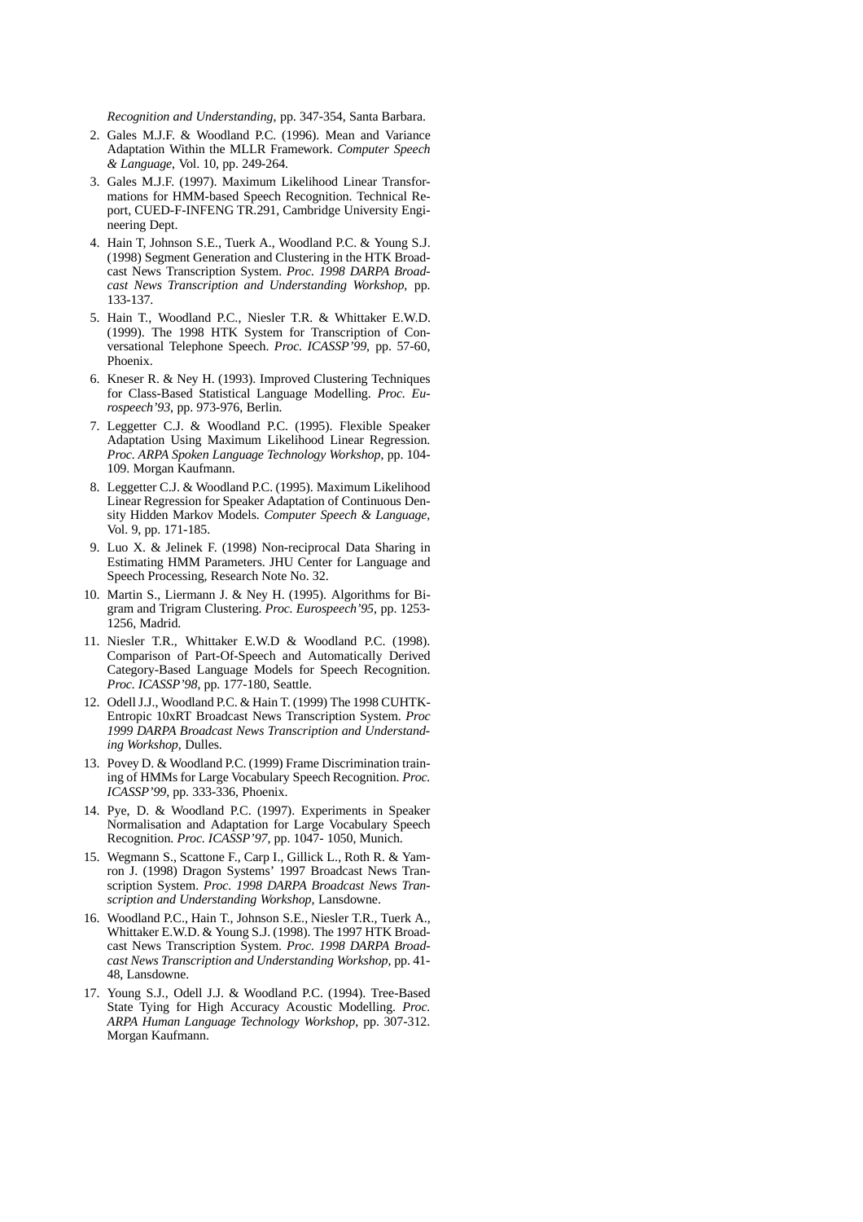*Recognition and Understanding*, pp. 347-354, Santa Barbara.

2. Gales M.J.F. & Woodland P.C. (1996). Mean and Variance Adaptation Within the MLLR Framework. *Computer Speech & Language*, Vol. 10, pp. 249-264.
3. Gales M.J.F. (1997). Maximum Likelihood Linear Transformations for HMM-based Speech Recognition. Technical Report, CUED-F-INFENG TR.291, Cambridge University Engineering Dept.
4. Hain T, Johnson S.E., Tuerk A., Woodland P.C. & Young S.J. (1998) Segment Generation and Clustering in the HTK Broadcast News Transcription System. *Proc. 1998 DARPA Broadcast News Transcription and Understanding Workshop*, pp. 133-137.
5. Hain T., Woodland P.C., Niesler T.R. & Whittaker E.W.D. (1999). The 1998 HTK System for Transcription of Conversational Telephone Speech. *Proc. ICASSP'99*, pp. 57-60, Phoenix.
6. Kneser R. & Ney H. (1993). Improved Clustering Techniques for Class-Based Statistical Language Modelling. *Proc. Eurospeech'93*, pp. 973-976, Berlin.
7. Leggetter C.J. & Woodland P.C. (1995). Flexible Speaker Adaptation Using Maximum Likelihood Linear Regression. *Proc. ARPA Spoken Language Technology Workshop*, pp. 104-109. Morgan Kaufmann.
8. Leggetter C.J. & Woodland P.C. (1995). Maximum Likelihood Linear Regression for Speaker Adaptation of Continuous Density Hidden Markov Models. *Computer Speech & Language*, Vol. 9, pp. 171-185.
9. Luo X. & Jelinek F. (1998) Non-reciprocal Data Sharing in Estimating HMM Parameters. JHU Center for Language and Speech Processing, Research Note No. 32.
10. Martin S., Liermann J. & Ney H. (1995). Algorithms for Bigram and Trigram Clustering. *Proc. Eurospeech'95*, pp. 1253-1256, Madrid.
11. Niesler T.R., Whittaker E.W.D & Woodland P.C. (1998). Comparison of Part-Of-Speech and Automatically Derived Category-Based Language Models for Speech Recognition. *Proc. ICASSP'98*, pp. 177-180, Seattle.
12. Odell J.J., Woodland P.C. & Hain T. (1999) The 1998 CUHTK-Entropic 10xRT Broadcast News Transcription System. *Proc 1999 DARPA Broadcast News Transcription and Understanding Workshop*, Dulles.
13. Povey D. & Woodland P.C. (1999) Frame Discrimination training of HMMs for Large Vocabulary Speech Recognition. *Proc. ICASSP'99*, pp. 333-336, Phoenix.
14. Pye, D. & Woodland P.C. (1997). Experiments in Speaker Normalisation and Adaptation for Large Vocabulary Speech Recognition. *Proc. ICASSP'97*, pp. 1047- 1050, Munich.
15. Wegmann S., Scattone F., Carp I., Gillick L., Roth R. & Yamron J. (1998) Dragon Systems' 1997 Broadcast News Transcription System. *Proc. 1998 DARPA Broadcast News Transcription and Understanding Workshop*, Lansdowne.
16. Woodland P.C., Hain T., Johnson S.E., Niesler T.R., Tuerk A., Whittaker E.W.D. & Young S.J. (1998). The 1997 HTK Broadcast News Transcription System. *Proc. 1998 DARPA Broadcast News Transcription and Understanding Workshop*, pp. 41-48, Lansdowne.
17. Young S.J., Odell J.J. & Woodland P.C. (1994). Tree-Based State Tying for High Accuracy Acoustic Modelling. *Proc. ARPA Human Language Technology Workshop*, pp. 307-312. Morgan Kaufmann.